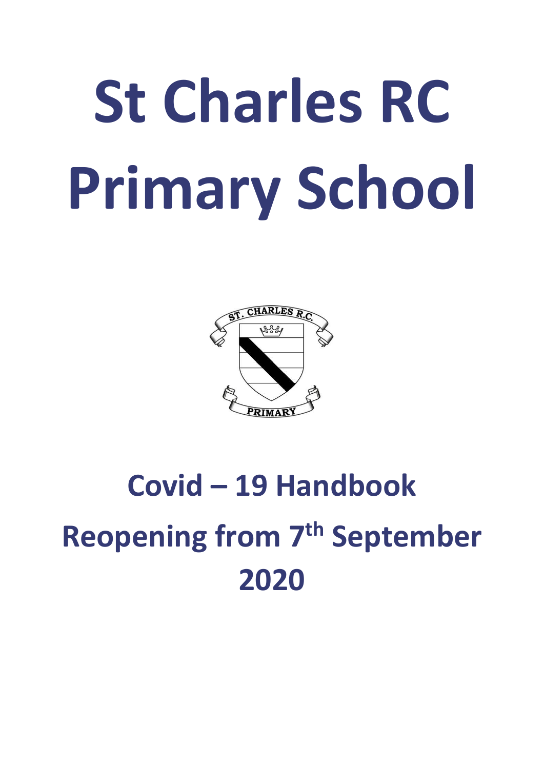# St Charles RC Primary School

## Covid – 19 Handbook

## Reopening from 7th September 2020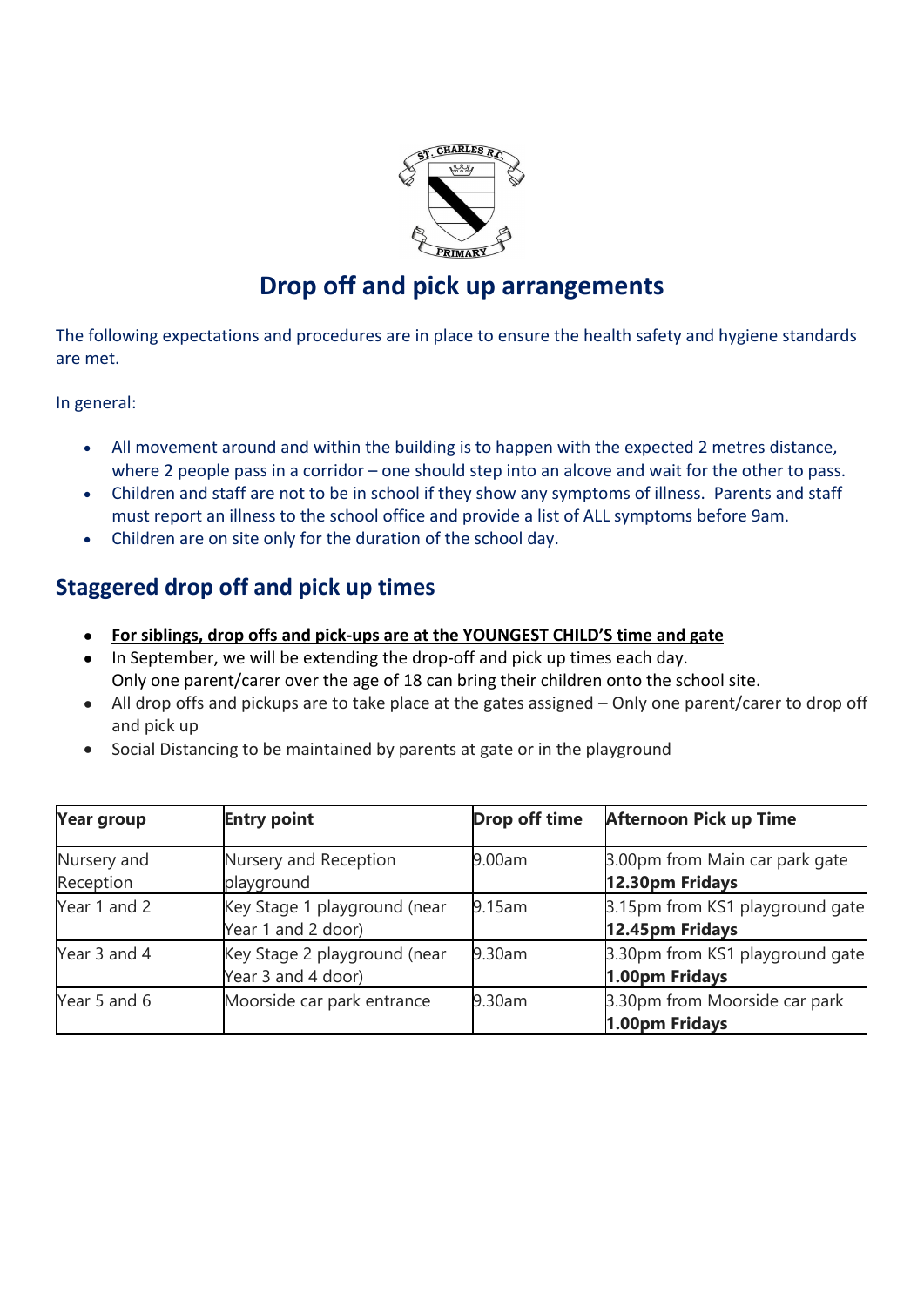# Drop off and pick up arrangements

The following expectations and procedures are in place to ensure the health safety and hygiene standards are met.

In general:

- All movement around and within the building is to happen with the expected 2 metres distance, where 2 people pass in a corridor – one should step into an alcove and wait for the other to pass.
- Children and staff are not to be in school if they show any symptoms of illness. Parents and staff must report an illness to the school office and provide a list of ALL symptoms before 9am.
- Children are on site only for the duration of the school day.

## Staggered drop off and pick up times

- **For siblings, drop offs and pick-ups are at the YOUNGEST CHILD'S time and gate**
- In September, we will be extending the drop-off and pick up times each day.
  Only one parent/carer over the age of 18 can bring their children onto the school site.
- All drop offs and pickups are to take place at the gates assigned – Only one parent/carer to drop off and pick up
- Social Distancing to be maintained by parents at gate or in the playground

| Year group | Entry point | Drop off time | Afternoon Pick up Time |
|---|---|---|---|
| Nursery and Reception | Nursery and Reception playground | 9.00am | 3.00pm from Main car park gate **12.30pm Fridays** |
| Year 1 and 2 | Key Stage 1 playground (near Year 1 and 2 door) | 9.15am | 3.15pm from KS1 playground gate **12.45pm Fridays** |
| Year 3 and 4 | Key Stage 2 playground (near Year 3 and 4 door) | 9.30am | 3.30pm from KS1 playground gate **1.00pm Fridays** |
| Year 5 and 6 | Moorside car park entrance | 9.30am | 3.30pm from Moorside car park **1.00pm Fridays** |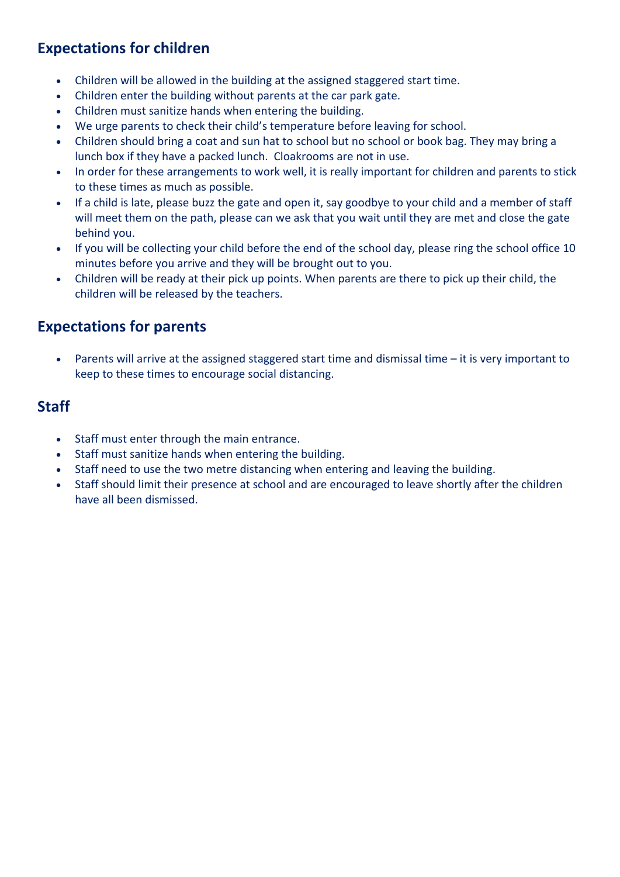## Expectations for children

- Children will be allowed in the building at the assigned staggered start time.
- Children enter the building without parents at the car park gate.
- Children must sanitize hands when entering the building.
- We urge parents to check their child's temperature before leaving for school.
- Children should bring a coat and sun hat to school but no school or book bag. They may bring a lunch box if they have a packed lunch. Cloakrooms are not in use.
- In order for these arrangements to work well, it is really important for children and parents to stick to these times as much as possible.
- If a child is late, please buzz the gate and open it, say goodbye to your child and a member of staff will meet them on the path, please can we ask that you wait until they are met and close the gate behind you.
- If you will be collecting your child before the end of the school day, please ring the school office 10 minutes before you arrive and they will be brought out to you.
- Children will be ready at their pick up points. When parents are there to pick up their child, the children will be released by the teachers.

## Expectations for parents

- Parents will arrive at the assigned staggered start time and dismissal time – it is very important to keep to these times to encourage social distancing.

## Staff

- Staff must enter through the main entrance.
- Staff must sanitize hands when entering the building.
- Staff need to use the two metre distancing when entering and leaving the building.
- Staff should limit their presence at school and are encouraged to leave shortly after the children have all been dismissed.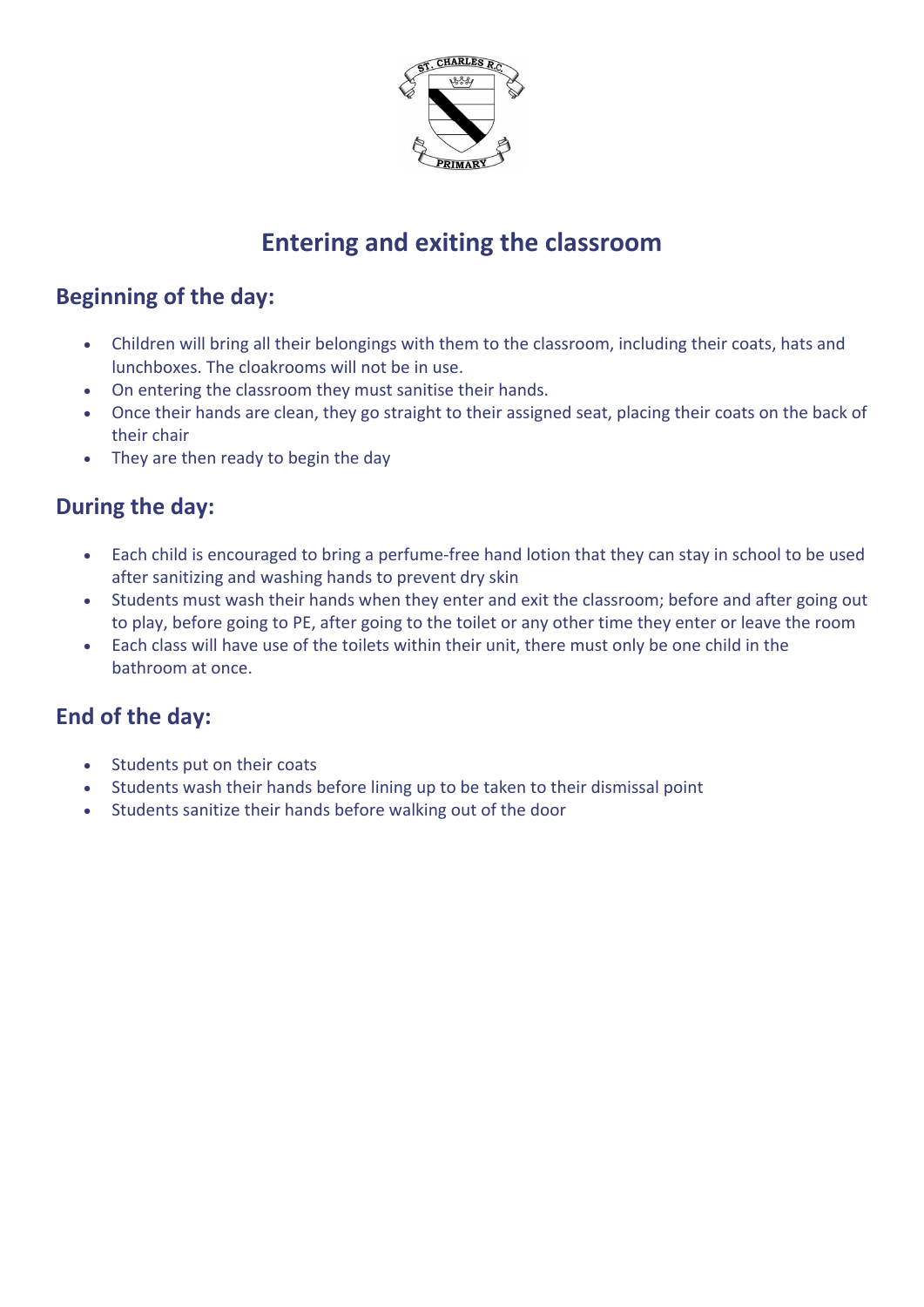# Entering and exiting the classroom

## Beginning of the day:

- Children will bring all their belongings with them to the classroom, including their coats, hats and lunchboxes. The cloakrooms will not be in use.
- On entering the classroom they must sanitise their hands.
- Once their hands are clean, they go straight to their assigned seat, placing their coats on the back of their chair
- They are then ready to begin the day

## During the day:

- Each child is encouraged to bring a perfume-free hand lotion that they can stay in school to be used after sanitizing and washing hands to prevent dry skin
- Students must wash their hands when they enter and exit the classroom; before and after going out to play, before going to PE, after going to the toilet or any other time they enter or leave the room
- Each class will have use of the toilets within their unit, there must only be one child in the bathroom at once.

## End of the day:

- Students put on their coats
- Students wash their hands before lining up to be taken to their dismissal point
- Students sanitize their hands before walking out of the door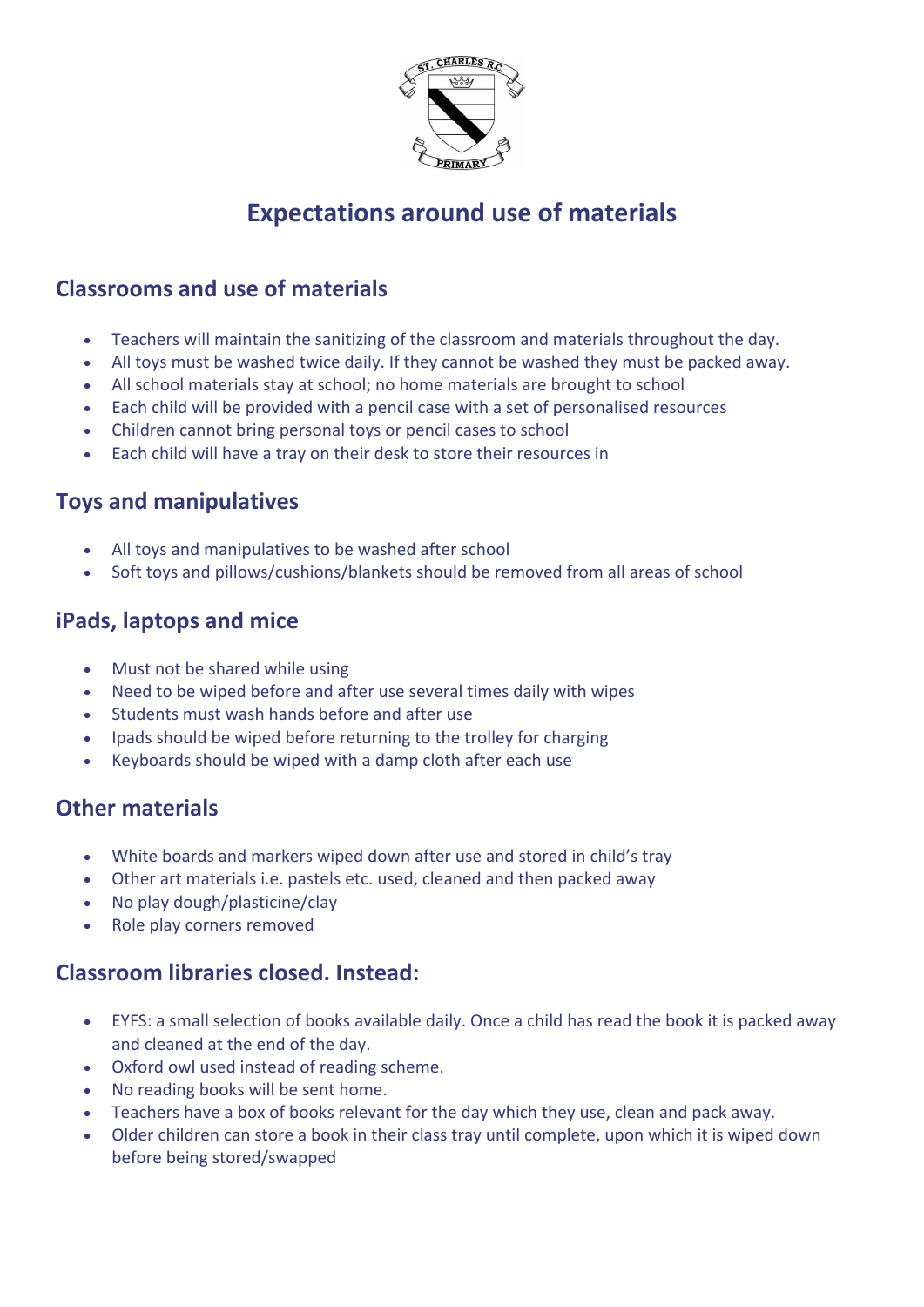# Expectations around use of materials

## Classrooms and use of materials

- Teachers will maintain the sanitizing of the classroom and materials throughout the day.
- All toys must be washed twice daily. If they cannot be washed they must be packed away.
- All school materials stay at school; no home materials are brought to school
- Each child will be provided with a pencil case with a set of personalised resources
- Children cannot bring personal toys or pencil cases to school
- Each child will have a tray on their desk to store their resources in

## Toys and manipulatives

- All toys and manipulatives to be washed after school
- Soft toys and pillows/cushions/blankets should be removed from all areas of school

## iPads, laptops and mice

- Must not be shared while using
- Need to be wiped before and after use several times daily with wipes
- Students must wash hands before and after use
- Ipads should be wiped before returning to the trolley for charging
- Keyboards should be wiped with a damp cloth after each use

## Other materials

- White boards and markers wiped down after use and stored in child's tray
- Other art materials i.e. pastels etc. used, cleaned and then packed away
- No play dough/plasticine/clay
- Role play corners removed

## Classroom libraries closed. Instead:

- EYFS: a small selection of books available daily. Once a child has read the book it is packed away and cleaned at the end of the day.
- Oxford owl used instead of reading scheme.
- No reading books will be sent home.
- Teachers have a box of books relevant for the day which they use, clean and pack away.
- Older children can store a book in their class tray until complete, upon which it is wiped down before being stored/swapped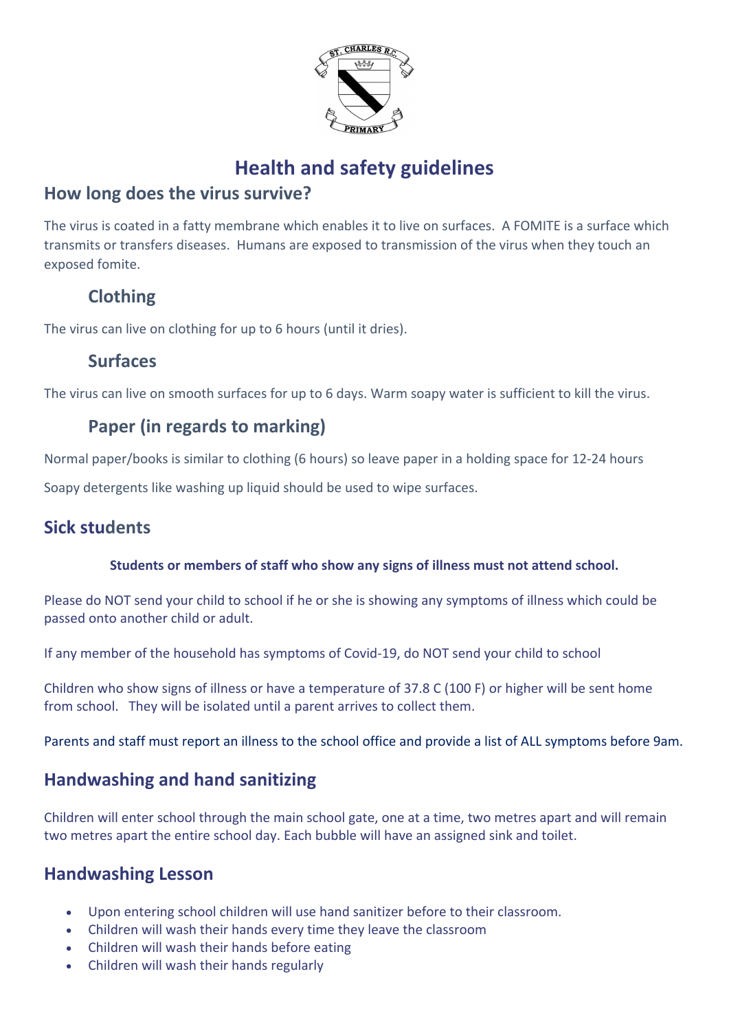# Health and safety guidelines

## How long does the virus survive?

The virus is coated in a fatty membrane which enables it to live on surfaces. A FOMITE is a surface which transmits or transfers diseases. Humans are exposed to transmission of the virus when they touch an exposed fomite.

### Clothing

The virus can live on clothing for up to 6 hours (until it dries).

### Surfaces

The virus can live on smooth surfaces for up to 6 days. Warm soapy water is sufficient to kill the virus.

### Paper (in regards to marking)

Normal paper/books is similar to clothing (6 hours) so leave paper in a holding space for 12-24 hours

Soapy detergents like washing up liquid should be used to wipe surfaces.

## Sick students

**Students or members of staff who show any signs of illness must not attend school.**

Please do NOT send your child to school if he or she is showing any symptoms of illness which could be passed onto another child or adult.

If any member of the household has symptoms of Covid-19, do NOT send your child to school

Children who show signs of illness or have a temperature of 37.8 C (100 F) or higher will be sent home from school. They will be isolated until a parent arrives to collect them.

Parents and staff must report an illness to the school office and provide a list of ALL symptoms before 9am.

## Handwashing and hand sanitizing

Children will enter school through the main school gate, one at a time, two metres apart and will remain two metres apart the entire school day. Each bubble will have an assigned sink and toilet.

## Handwashing Lesson

- Upon entering school children will use hand sanitizer before to their classroom.
- Children will wash their hands every time they leave the classroom
- Children will wash their hands before eating
- Children will wash their hands regularly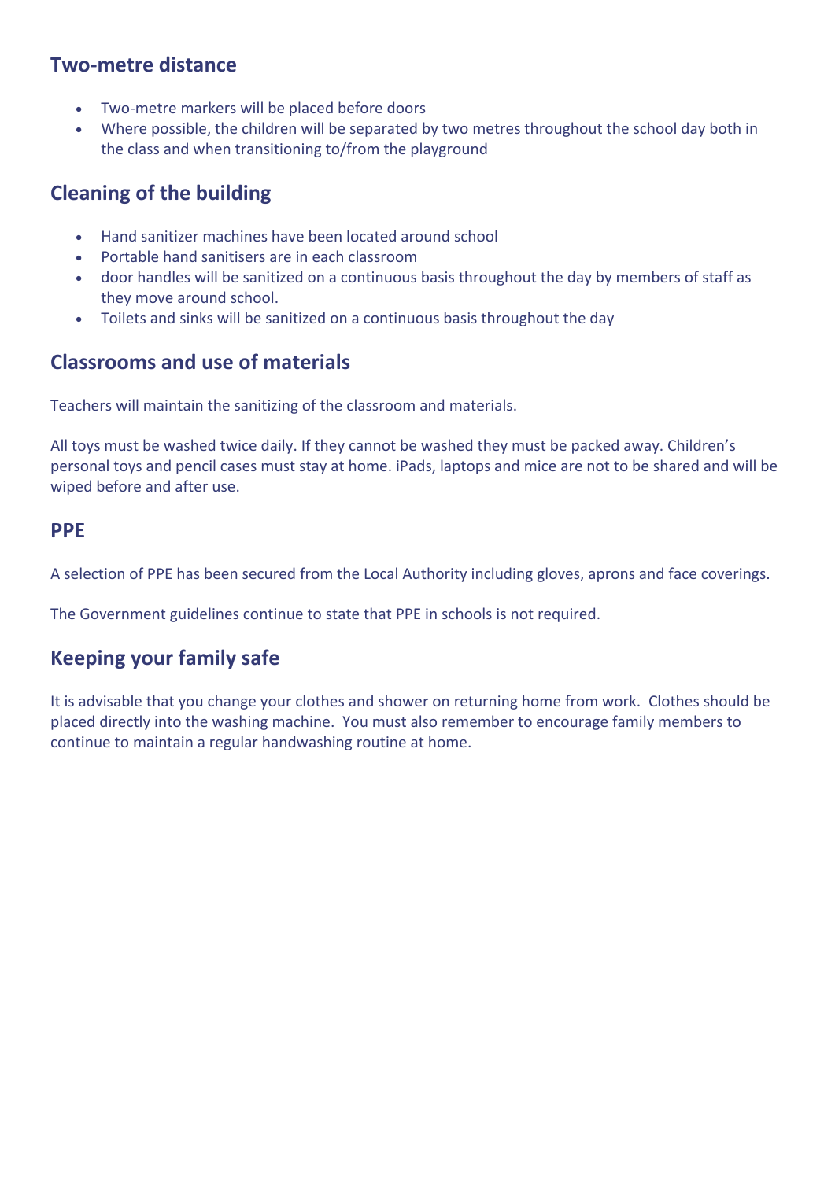## Two-metre distance

- Two-metre markers will be placed before doors
- Where possible, the children will be separated by two metres throughout the school day both in the class and when transitioning to/from the playground

## Cleaning of the building

- Hand sanitizer machines have been located around school
- Portable hand sanitisers are in each classroom
- door handles will be sanitized on a continuous basis throughout the day by members of staff as they move around school.
- Toilets and sinks will be sanitized on a continuous basis throughout the day

## Classrooms and use of materials

Teachers will maintain the sanitizing of the classroom and materials.

All toys must be washed twice daily. If they cannot be washed they must be packed away. Children's personal toys and pencil cases must stay at home. iPads, laptops and mice are not to be shared and will be wiped before and after use.

## PPE

A selection of PPE has been secured from the Local Authority including gloves, aprons and face coverings.

The Government guidelines continue to state that PPE in schools is not required.

## Keeping your family safe

It is advisable that you change your clothes and shower on returning home from work. Clothes should be placed directly into the washing machine. You must also remember to encourage family members to continue to maintain a regular handwashing routine at home.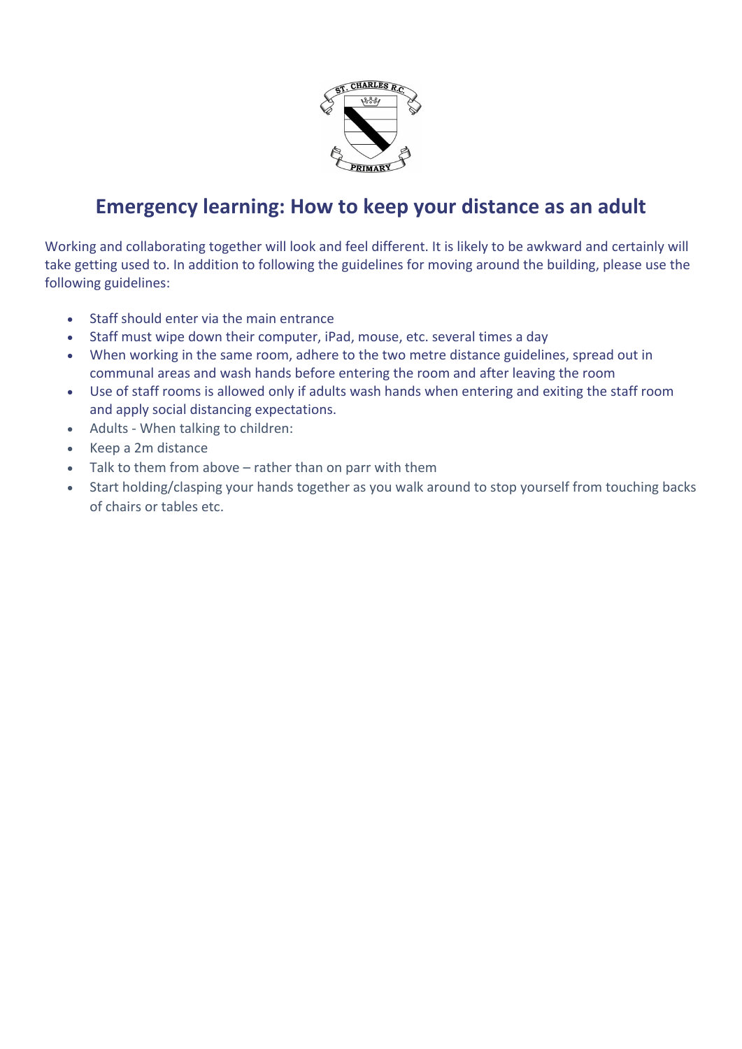# Emergency learning: How to keep your distance as an adult

Working and collaborating together will look and feel different. It is likely to be awkward and certainly will take getting used to. In addition to following the guidelines for moving around the building, please use the following guidelines:

- Staff should enter via the main entrance
- Staff must wipe down their computer, iPad, mouse, etc. several times a day
- When working in the same room, adhere to the two metre distance guidelines, spread out in communal areas and wash hands before entering the room and after leaving the room
- Use of staff rooms is allowed only if adults wash hands when entering and exiting the staff room and apply social distancing expectations.
- Adults - When talking to children:
- Keep a 2m distance
- Talk to them from above – rather than on parr with them
- Start holding/clasping your hands together as you walk around to stop yourself from touching backs of chairs or tables etc.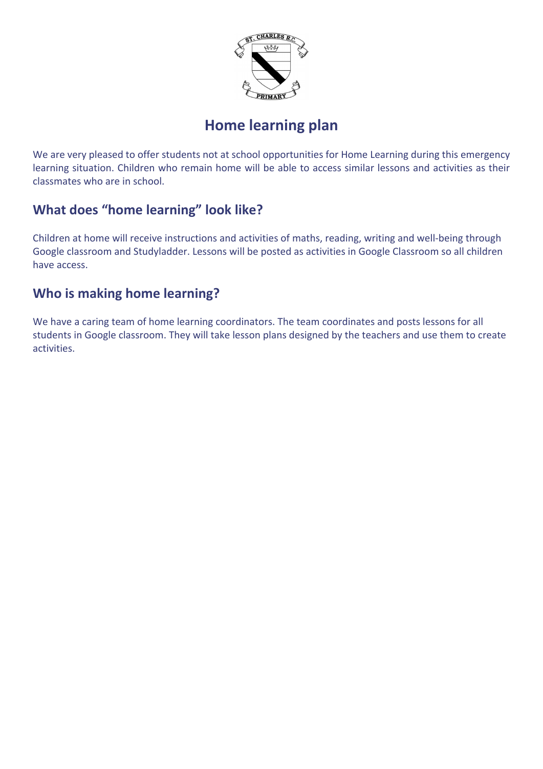# Home learning plan

We are very pleased to offer students not at school opportunities for Home Learning during this emergency learning situation. Children who remain home will be able to access similar lessons and activities as their classmates who are in school.

## What does "home learning" look like?

Children at home will receive instructions and activities of maths, reading, writing and well-being through Google classroom and Studyladder. Lessons will be posted as activities in Google Classroom so all children have access.

## Who is making home learning?

We have a caring team of home learning coordinators. The team coordinates and posts lessons for all students in Google classroom. They will take lesson plans designed by the teachers and use them to create activities.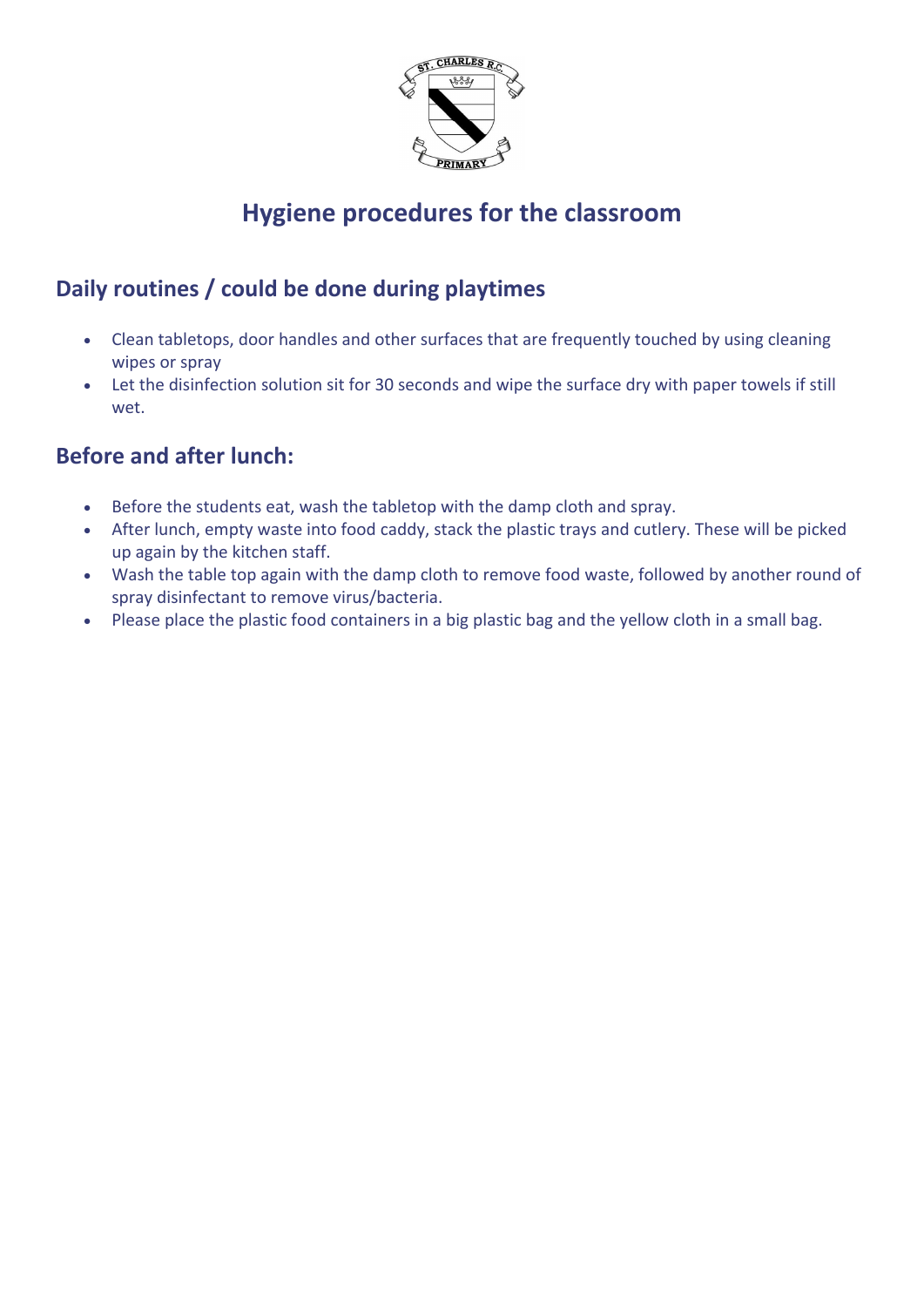# Hygiene procedures for the classroom

## Daily routines / could be done during playtimes

- Clean tabletops, door handles and other surfaces that are frequently touched by using cleaning wipes or spray
- Let the disinfection solution sit for 30 seconds and wipe the surface dry with paper towels if still wet.

## Before and after lunch:

- Before the students eat, wash the tabletop with the damp cloth and spray.
- After lunch, empty waste into food caddy, stack the plastic trays and cutlery. These will be picked up again by the kitchen staff.
- Wash the table top again with the damp cloth to remove food waste, followed by another round of spray disinfectant to remove virus/bacteria.
- Please place the plastic food containers in a big plastic bag and the yellow cloth in a small bag.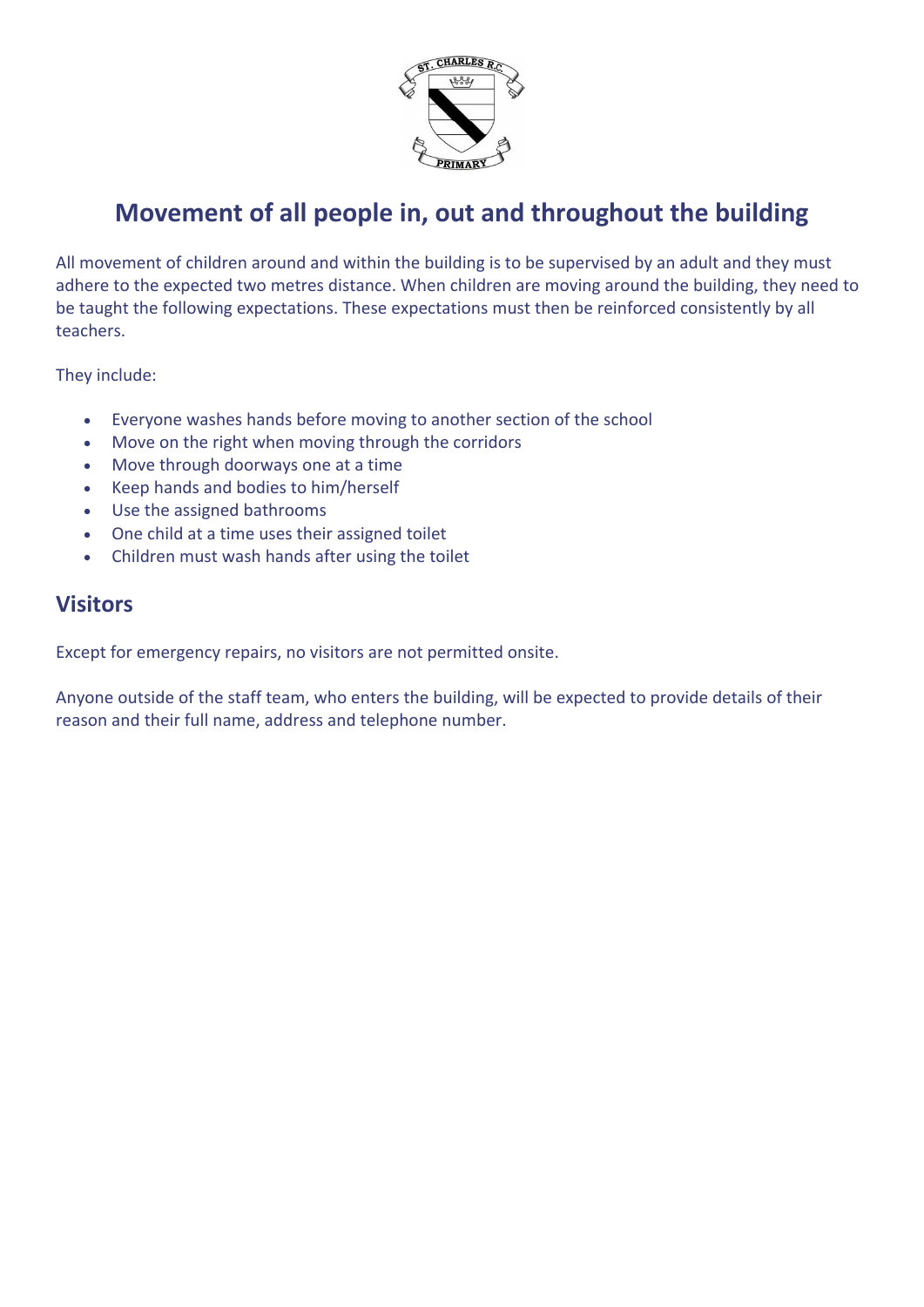# Movement of all people in, out and throughout the building

All movement of children around and within the building is to be supervised by an adult and they must adhere to the expected two metres distance. When children are moving around the building, they need to be taught the following expectations. These expectations must then be reinforced consistently by all teachers.

They include:

- Everyone washes hands before moving to another section of the school
- Move on the right when moving through the corridors
- Move through doorways one at a time
- Keep hands and bodies to him/herself
- Use the assigned bathrooms
- One child at a time uses their assigned toilet
- Children must wash hands after using the toilet

## Visitors

Except for emergency repairs, no visitors are not permitted onsite.

Anyone outside of the staff team, who enters the building, will be expected to provide details of their reason and their full name, address and telephone number.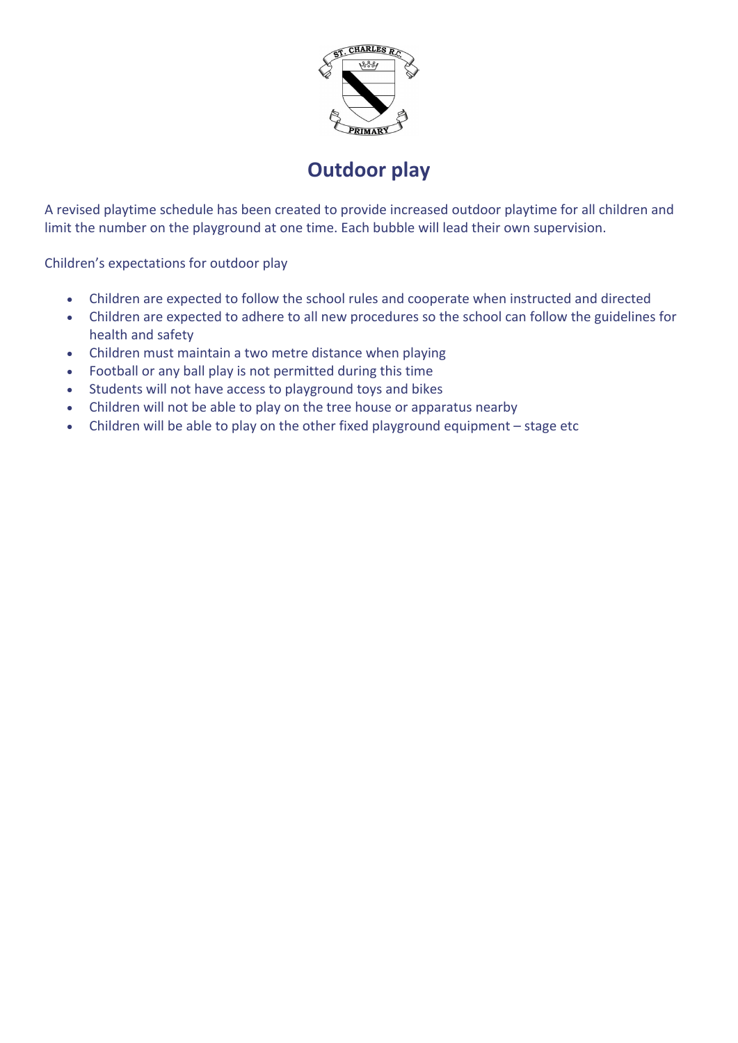# Outdoor play

A revised playtime schedule has been created to provide increased outdoor playtime for all children and limit the number on the playground at one time. Each bubble will lead their own supervision.

Children's expectations for outdoor play

- Children are expected to follow the school rules and cooperate when instructed and directed
- Children are expected to adhere to all new procedures so the school can follow the guidelines for health and safety
- Children must maintain a two metre distance when playing
- Football or any ball play is not permitted during this time
- Students will not have access to playground toys and bikes
- Children will not be able to play on the tree house or apparatus nearby
- Children will be able to play on the other fixed playground equipment – stage etc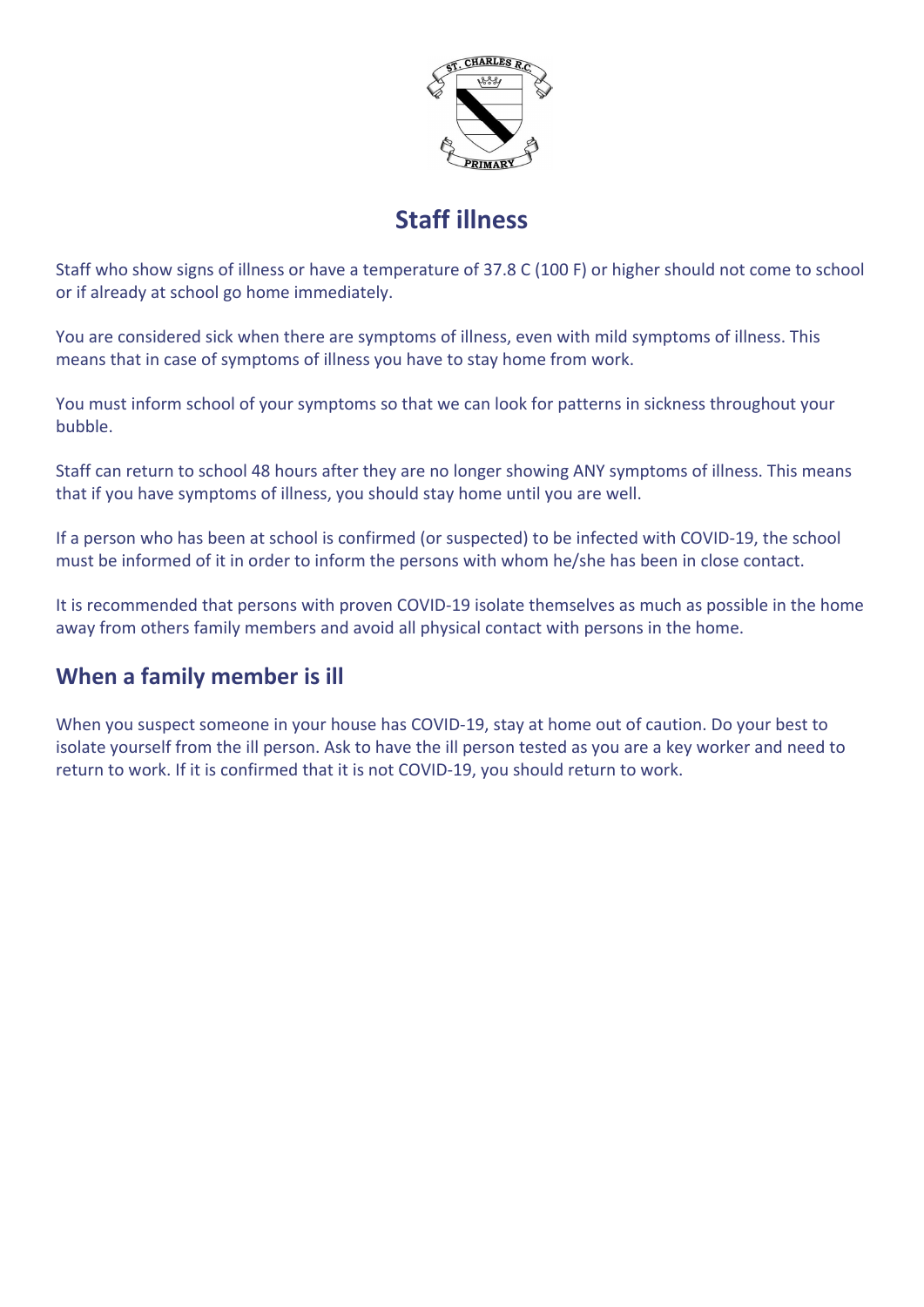# Staff illness

Staff who show signs of illness or have a temperature of 37.8 C (100 F) or higher should not come to school or if already at school go home immediately.

You are considered sick when there are symptoms of illness, even with mild symptoms of illness. This means that in case of symptoms of illness you have to stay home from work.

You must inform school of your symptoms so that we can look for patterns in sickness throughout your bubble.

Staff can return to school 48 hours after they are no longer showing ANY symptoms of illness. This means that if you have symptoms of illness, you should stay home until you are well.

If a person who has been at school is confirmed (or suspected) to be infected with COVID-19, the school must be informed of it in order to inform the persons with whom he/she has been in close contact.

It is recommended that persons with proven COVID-19 isolate themselves as much as possible in the home away from others family members and avoid all physical contact with persons in the home.

## When a family member is ill

When you suspect someone in your house has COVID-19, stay at home out of caution. Do your best to isolate yourself from the ill person. Ask to have the ill person tested as you are a key worker and need to return to work. If it is confirmed that it is not COVID-19, you should return to work.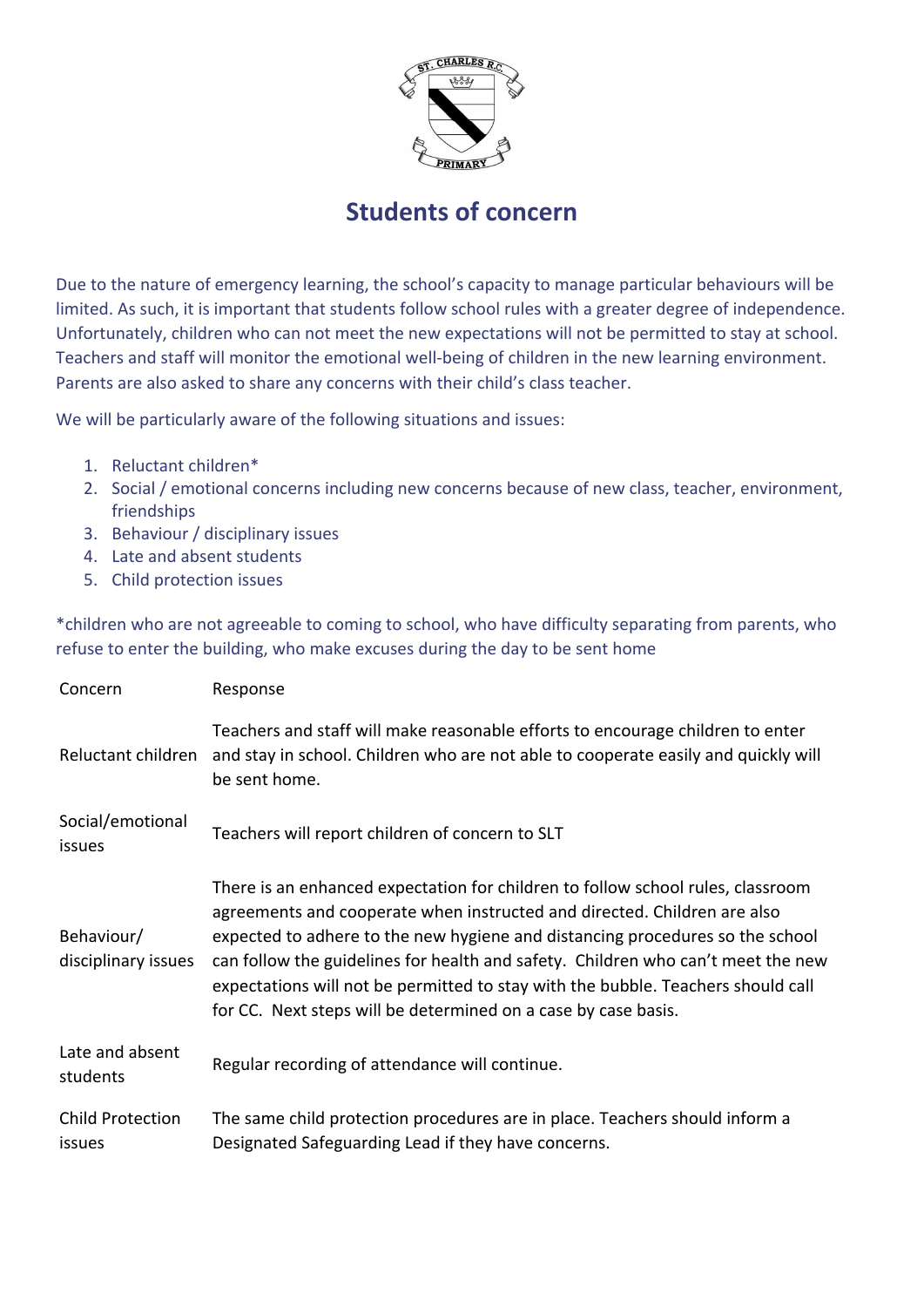# Students of concern

Due to the nature of emergency learning, the school's capacity to manage particular behaviours will be limited. As such, it is important that students follow school rules with a greater degree of independence. Unfortunately, children who can not meet the new expectations will not be permitted to stay at school. Teachers and staff will monitor the emotional well-being of children in the new learning environment. Parents are also asked to share any concerns with their child's class teacher.

We will be particularly aware of the following situations and issues:

1. Reluctant children*
2. Social / emotional concerns including new concerns because of new class, teacher, environment, friendships
3. Behaviour / disciplinary issues
4. Late and absent students
5. Child protection issues

*children who are not agreeable to coming to school, who have difficulty separating from parents, who refuse to enter the building, who make excuses during the day to be sent home

| Concern | Response |
|---|---|
| Reluctant children | Teachers and staff will make reasonable efforts to encourage children to enter and stay in school. Children who are not able to cooperate easily and quickly will be sent home. |
| Social/emotional issues | Teachers will report children of concern to SLT |
| Behaviour/ disciplinary issues | There is an enhanced expectation for children to follow school rules, classroom agreements and cooperate when instructed and directed. Children are also expected to adhere to the new hygiene and distancing procedures so the school can follow the guidelines for health and safety. Children who can't meet the new expectations will not be permitted to stay with the bubble. Teachers should call for CC. Next steps will be determined on a case by case basis. |
| Late and absent students | Regular recording of attendance will continue. |
| Child Protection issues | The same child protection procedures are in place. Teachers should inform a Designated Safeguarding Lead if they have concerns. |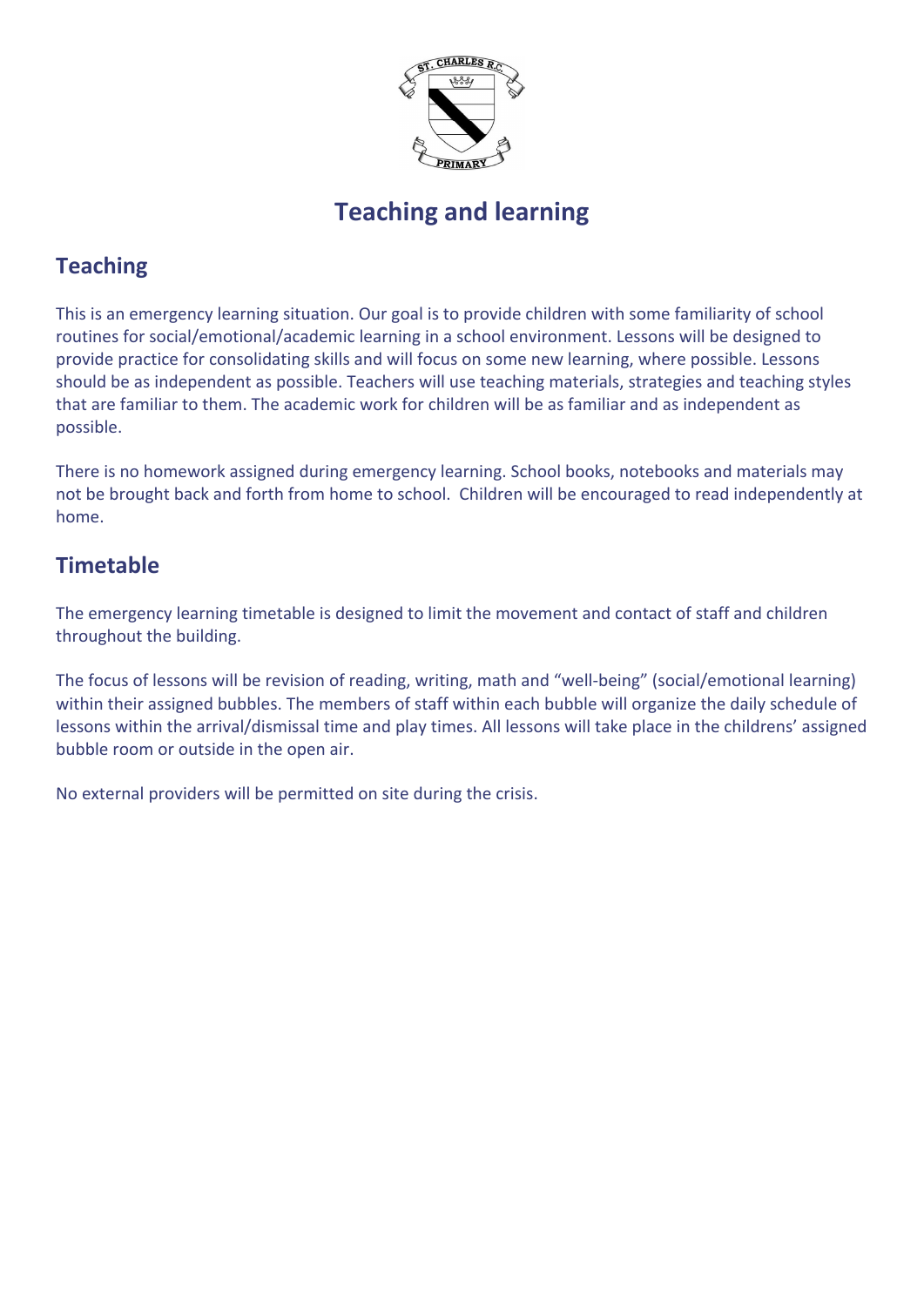# Teaching and learning

## Teaching

This is an emergency learning situation. Our goal is to provide children with some familiarity of school routines for social/emotional/academic learning in a school environment. Lessons will be designed to provide practice for consolidating skills and will focus on some new learning, where possible. Lessons should be as independent as possible. Teachers will use teaching materials, strategies and teaching styles that are familiar to them. The academic work for children will be as familiar and as independent as possible.

There is no homework assigned during emergency learning. School books, notebooks and materials may not be brought back and forth from home to school. Children will be encouraged to read independently at home.

## Timetable

The emergency learning timetable is designed to limit the movement and contact of staff and children throughout the building.

The focus of lessons will be revision of reading, writing, math and "well-being" (social/emotional learning) within their assigned bubbles. The members of staff within each bubble will organize the daily schedule of lessons within the arrival/dismissal time and play times. All lessons will take place in the childrens' assigned bubble room or outside in the open air.

No external providers will be permitted on site during the crisis.